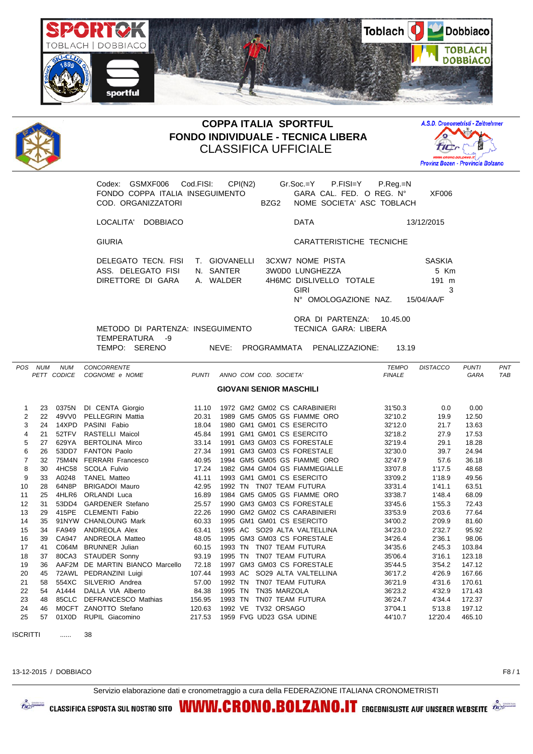# COPPA ITALIA SPORTFUL
## FONDO INDIVIDUALE - TECNICA LIBERA
## CLASSIFICA UFFICIALE

A.S.D. Cronometristi - Zeitnehmer
Provinz Bozen - Provincia Bolzano

Codex: GSMXF006 Cod.FISI: CPI(N2) Gr.Soc.=Y P.FISI=Y P.Reg.=N
FONDO COPPA ITALIA INSEGUIMENTO GARA CAL. FED. O REG. N° XF006
COD. ORGANIZZATORI BZG2 NOME SOCIETA' ASC TOBLACH

LOCALITA' DOBBIACO DATA 13/12/2015

GIURIA CARATTERISTICHE TECNICHE

DELEGATO TECN. FISI T. GIOVANELLI 3CXW7 NOME PISTA SASKIA
ASS. DELEGATO FISI N. SANTER 3W0D0 LUNGHEZZA 5 Km
DIRETTORE DI GARA A. WALDER 4H6MC DISLIVELLO TOTALE 191 m
GIRI 3
N° OMOLOGAZIONE NAZ. 15/04/AA/F

ORA DI PARTENZA: 10.45.00
METODO DI PARTENZA: INSEGUIMENTO TECNICA GARA: LIBERA
TEMPERATURA -9
TEMPO: SERENO NEVE: PROGRAMMATA PENALIZZAZIONE: 13.19

**GIOVANI SENIOR MASCHILI**

| POS | NUM PETT | NUM CODICE | CONCORRENTE COGNOME e NOME | PUNTI | ANNO | COM | COD. | SOCIETA' | TEMPO FINALE | DISTACCO | PUNTI GARA | PNT TAB |
|---|---|---|---|---|---|---|---|---|---|---|---|---|
| 1 | 23 | 0375N | DI CENTA Giorgio | 11.10 | 1972 | GM2 | GM02 | CS CARABINIERI | 31'50.3 | 0.0 | 0.00 | |
| 2 | 22 | 49VV0 | PELLEGRIN Mattia | 20.31 | 1989 | GM5 | GM05 | GS FIAMME ORO | 32'10.2 | 19.9 | 12.50 | |
| 3 | 24 | 14XPD | PASINI Fabio | 18.04 | 1980 | GM1 | GM01 | CS ESERCITO | 32'12.0 | 21.7 | 13.63 | |
| 4 | 21 | 52TFV | RASTELLI Maicol | 45.84 | 1991 | GM1 | GM01 | CS ESERCITO | 32'18.2 | 27.9 | 17.53 | |
| 5 | 27 | 629YA | BERTOLINA Mirco | 33.14 | 1991 | GM3 | GM03 | CS FORESTALE | 32'19.4 | 29.1 | 18.28 | |
| 6 | 26 | 53DD7 | FANTON Paolo | 27.34 | 1991 | GM3 | GM03 | CS FORESTALE | 32'30.0 | 39.7 | 24.94 | |
| 7 | 32 | 75M4N | FERRARI Francesco | 40.95 | 1994 | GM5 | GM05 | GS FIAMME ORO | 32'47.9 | 57.6 | 36.18 | |
| 8 | 30 | 4HC58 | SCOLA Fulvio | 17.24 | 1982 | GM4 | GM04 | GS FIAMMEGIALLE | 33'07.8 | 1'17.5 | 48.68 | |
| 9 | 33 | A0248 | TANEL Matteo | 41.11 | 1993 | GM1 | GM01 | CS ESERCITO | 33'09.2 | 1'18.9 | 49.56 | |
| 10 | 28 | 64N8P | BRIGADOI Mauro | 42.95 | 1992 | TN | TN07 | TEAM FUTURA | 33'31.4 | 1'41.1 | 63.51 | |
| 11 | 25 | 4HLR6 | ORLANDI Luca | 16.89 | 1984 | GM5 | GM05 | GS FIAMME ORO | 33'38.7 | 1'48.4 | 68.09 | |
| 12 | 31 | 53DD4 | GARDENER Stefano | 25.57 | 1990 | GM3 | GM03 | CS FORESTALE | 33'45.6 | 1'55.3 | 72.43 | |
| 13 | 29 | 415PE | CLEMENTI Fabio | 22.26 | 1990 | GM2 | GM02 | CS CARABINIERI | 33'53.9 | 2'03.6 | 77.64 | |
| 14 | 35 | 91NYW | CHANLOUNG Mark | 60.33 | 1995 | GM1 | GM01 | CS ESERCITO | 34'00.2 | 2'09.9 | 81.60 | |
| 15 | 34 | FA949 | ANDREOLA Alex | 63.41 | 1995 | AC | SO29 | ALTA VALTELLINA | 34'23.0 | 2'32.7 | 95.92 | |
| 16 | 39 | CA947 | ANDREOLA Matteo | 48.05 | 1995 | GM3 | GM03 | CS FORESTALE | 34'26.4 | 2'36.1 | 98.06 | |
| 17 | 41 | C064M | BRUNNER Julian | 60.15 | 1993 | TN | TN07 | TEAM FUTURA | 34'35.6 | 2'45.3 | 103.84 | |
| 18 | 37 | 80CA3 | STAUDER Sonny | 93.19 | 1995 | TN | TN07 | TEAM FUTURA | 35'06.4 | 3'16.1 | 123.18 | |
| 19 | 36 | AAF2M | DE MARTIN BIANCO Marcello | 72.18 | 1997 | GM3 | GM03 | CS FORESTALE | 35'44.5 | 3'54.2 | 147.12 | |
| 20 | 45 | 72AWL | PEDRANZINI Luigi | 107.44 | 1993 | AC | SO29 | ALTA VALTELLINA | 36'17.2 | 4'26.9 | 167.66 | |
| 21 | 58 | 554XC | SILVERIO Andrea | 57.00 | 1992 | TN | TN07 | TEAM FUTURA | 36'21.9 | 4'31.6 | 170.61 | |
| 22 | 54 | A1444 | DALLA VIA Alberto | 84.38 | 1995 | TN | TN35 | MARZOLA | 36'23.2 | 4'32.9 | 171.43 | |
| 23 | 48 | 85CLC | DEFRANCESCO Mathias | 156.95 | 1993 | TN | TN07 | TEAM FUTURA | 36'24.7 | 4'34.4 | 172.37 | |
| 24 | 46 | M0CFT | ZANOTTO Stefano | 120.63 | 1992 | VE | TV32 | ORSAGO | 37'04.1 | 5'13.8 | 197.12 | |
| 25 | 57 | 01X0D | RUPIL Giacomino | 217.53 | 1959 | FVG | UD23 | GSA UDINE | 44'10.7 | 12'20.4 | 465.10 | |

ISCRITTI ...... 38

13-12-2015 / DOBBIACO

Servizio elaborazione dati e cronometraggio a cura della FEDERAZIONE ITALIANA CRONOMETRISTI

CLASSIFICA ESPOSTA SUL NOSTRO SITO WWW.CRONO.BOLZANO.IT ERGEBNISLISTE AUF UNSERER WEBSEITE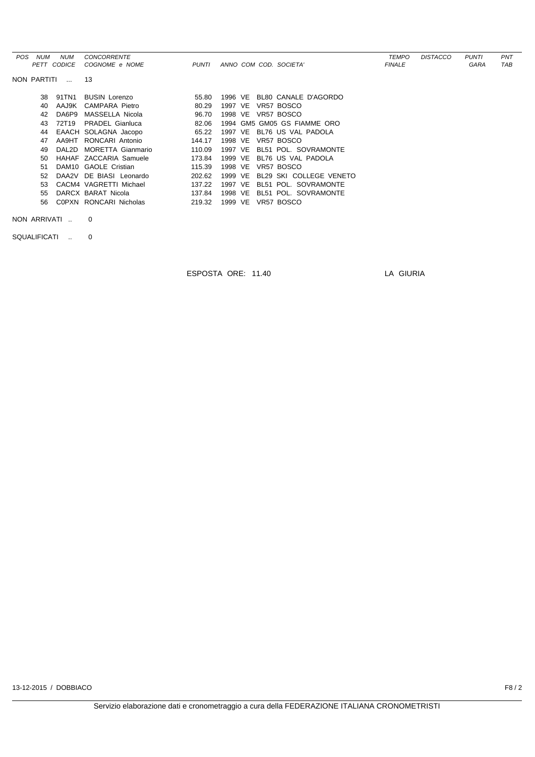| POS | NUM PETT | NUM CODICE | CONCORRENTE COGNOME e NOME | PUNTI | ANNO | COM | COD. SOCIETA' | TEMPO FINALE | DISTACCO | PUNTI GARA | PNT TAB |
|---|---|---|---|---|---|---|---|---|---|---|---|

NON PARTITI ... 13

| NUM PETT | NUM CODICE | COGNOME e NOME | PUNTI | ANNO | COM | COD. | SOCIETA' |
|---|---|---|---|---|---|---|---|
| 38 | 91TN1 | BUSIN Lorenzo | 55.80 | 1996 | VE | BL80 | CANALE D'AGORDO |
| 40 | AAJ9K | CAMPARA Pietro | 80.29 | 1997 | VE | VR57 | BOSCO |
| 42 | DA6P9 | MASSELLA Nicola | 96.70 | 1998 | VE | VR57 | BOSCO |
| 43 | 72T19 | PRADEL Gianluca | 82.06 | 1994 | GM5 | GM05 | GS FIAMME ORO |
| 44 | EAACH | SOLAGNA Jacopo | 65.22 | 1997 | VE | BL76 | US VAL PADOLA |
| 47 | AA9HT | RONCARI Antonio | 144.17 | 1998 | VE | VR57 | BOSCO |
| 49 | DAL2D | MORETTA Gianmario | 110.09 | 1997 | VE | BL51 | POL. SOVRAMONTE |
| 50 | HAHAF | ZACCARIA Samuele | 173.84 | 1999 | VE | BL76 | US VAL PADOLA |
| 51 | DAM10 | GAOLE Cristian | 115.39 | 1998 | VE | VR57 | BOSCO |
| 52 | DAA2V | DE BIASI Leonardo | 202.62 | 1999 | VE | BL29 | SKI COLLEGE VENETO |
| 53 | CACM4 | VAGRETTI Michael | 137.22 | 1997 | VE | BL51 | POL. SOVRAMONTE |
| 55 | DARCX | BARAT Nicola | 137.84 | 1998 | VE | BL51 | POL. SOVRAMONTE |
| 56 | C0PXN | RONCARI Nicholas | 219.32 | 1999 | VE | VR57 | BOSCO |

NON ARRIVATI .. 0

SQUALIFICATI .. 0

ESPOSTA ORE: 11.40

LA GIURIA

13-12-2015 / DOBBIACO

F8 / 2

Servizio elaborazione dati e cronometraggio a cura della FEDERAZIONE ITALIANA CRONOMETRISTI